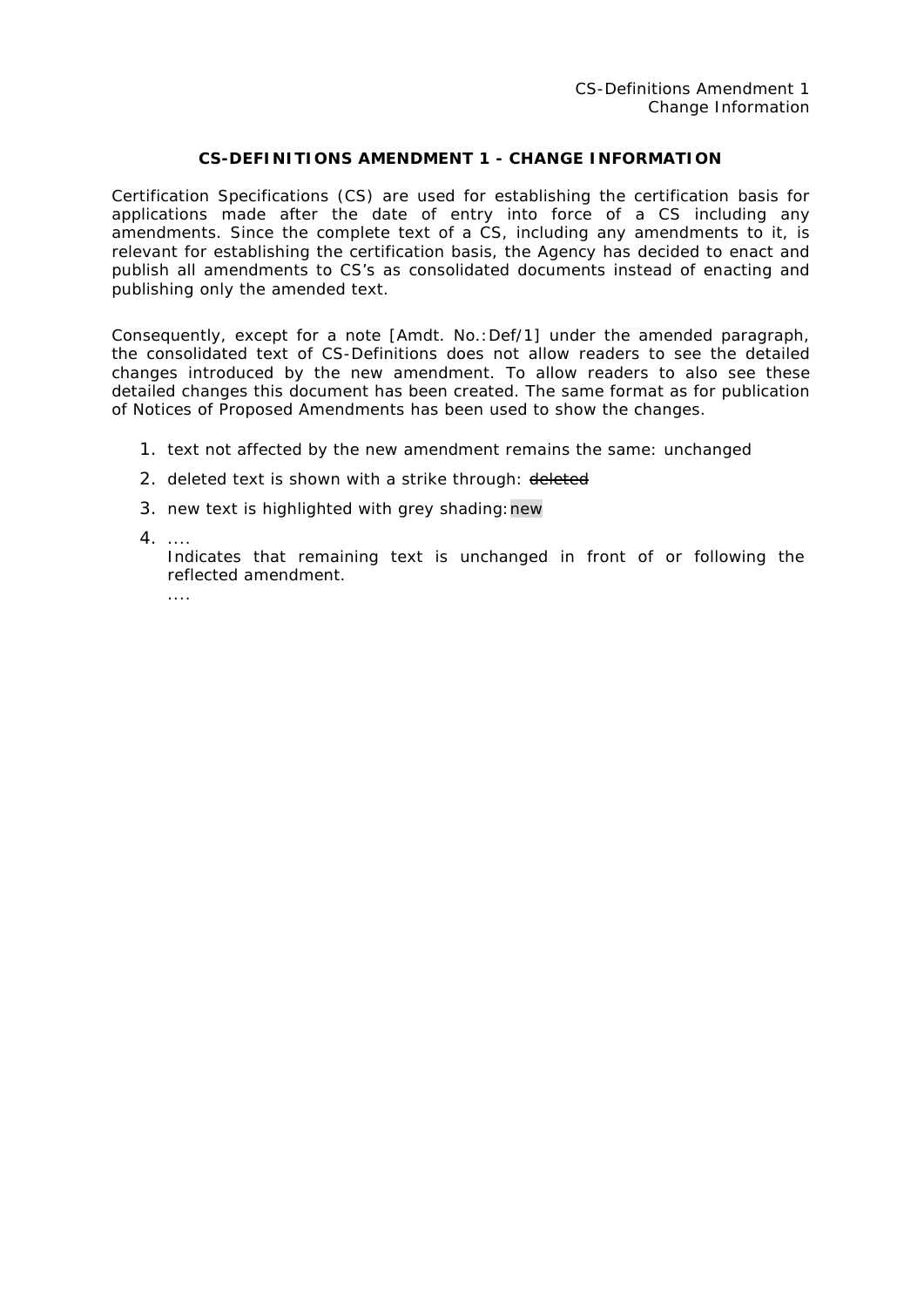# CS-DEFINITIONS AMENDMENT 1 - CHANGE INFORMATION

Certification Specifications (CS) are used for establishing the certification basis for applications made after the date of entry into force of a CS including any amendments. Since the complete text of a CS, including any amendments to it, is relevant for establishing the certification basis, the Agency has decided to enact and publish all amendments to CS's as consolidated documents instead of enacting and publishing only the amended text.

Consequently, except for a note [Amdt. No.:Def/1] under the amended paragraph, the consolidated text of CS-Definitions does not allow readers to see the detailed changes introduced by the new amendment. To allow readers to also see these detailed changes this document has been created. The same format as for publication of Notices of Proposed Amendments has been used to show the changes.

1. text not affected by the new amendment remains the same: unchanged
2. deleted text is shown with a strike through: ~~deleted~~
3. new text is highlighted with grey shading: new
4. ....
   Indicates that remaining text is unchanged in front of or following the reflected amendment.
   ....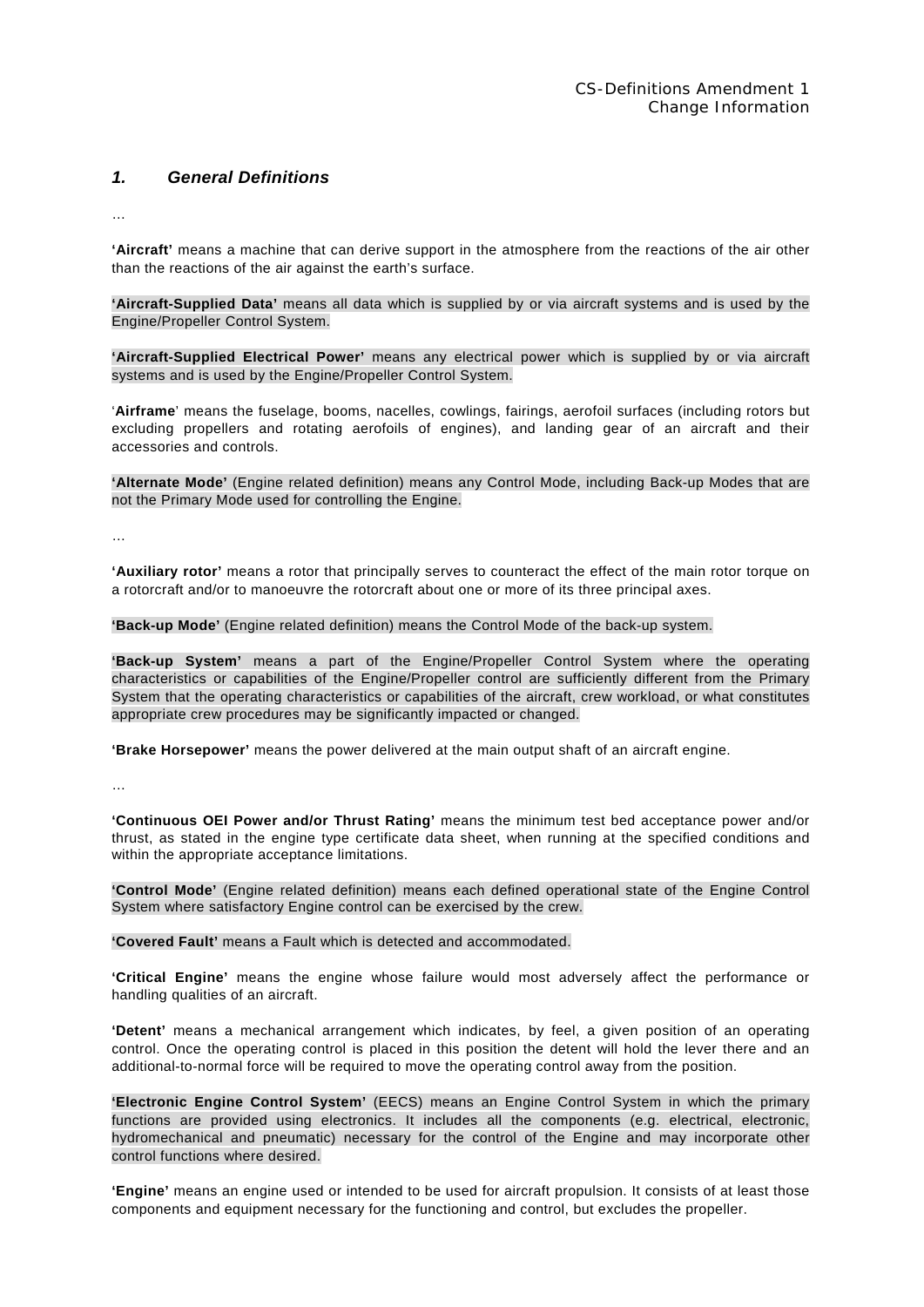## 1. General Definitions

…

**'Aircraft'** means a machine that can derive support in the atmosphere from the reactions of the air other than the reactions of the air against the earth's surface.

**'Aircraft-Supplied Data'** means all data which is supplied by or via aircraft systems and is used by the Engine/Propeller Control System.

**'Aircraft-Supplied Electrical Power'** means any electrical power which is supplied by or via aircraft systems and is used by the Engine/Propeller Control System.

'**Airframe**' means the fuselage, booms, nacelles, cowlings, fairings, aerofoil surfaces (including rotors but excluding propellers and rotating aerofoils of engines), and landing gear of an aircraft and their accessories and controls.

**'Alternate Mode'** (Engine related definition) means any Control Mode, including Back-up Modes that are not the Primary Mode used for controlling the Engine.

…

**'Auxiliary rotor'** means a rotor that principally serves to counteract the effect of the main rotor torque on a rotorcraft and/or to manoeuvre the rotorcraft about one or more of its three principal axes.

**'Back-up Mode'** (Engine related definition) means the Control Mode of the back-up system.

**'Back-up System'** means a part of the Engine/Propeller Control System where the operating characteristics or capabilities of the Engine/Propeller control are sufficiently different from the Primary System that the operating characteristics or capabilities of the aircraft, crew workload, or what constitutes appropriate crew procedures may be significantly impacted or changed.

**'Brake Horsepower'** means the power delivered at the main output shaft of an aircraft engine.

…

**'Continuous OEI Power and/or Thrust Rating'** means the minimum test bed acceptance power and/or thrust, as stated in the engine type certificate data sheet, when running at the specified conditions and within the appropriate acceptance limitations.

**'Control Mode'** (Engine related definition) means each defined operational state of the Engine Control System where satisfactory Engine control can be exercised by the crew.

**'Covered Fault'** means a Fault which is detected and accommodated.

**'Critical Engine'** means the engine whose failure would most adversely affect the performance or handling qualities of an aircraft.

**'Detent'** means a mechanical arrangement which indicates, by feel, a given position of an operating control. Once the operating control is placed in this position the detent will hold the lever there and an additional-to-normal force will be required to move the operating control away from the position.

**'Electronic Engine Control System'** (EECS) means an Engine Control System in which the primary functions are provided using electronics. It includes all the components (e.g. electrical, electronic, hydromechanical and pneumatic) necessary for the control of the Engine and may incorporate other control functions where desired.

**'Engine'** means an engine used or intended to be used for aircraft propulsion. It consists of at least those components and equipment necessary for the functioning and control, but excludes the propeller.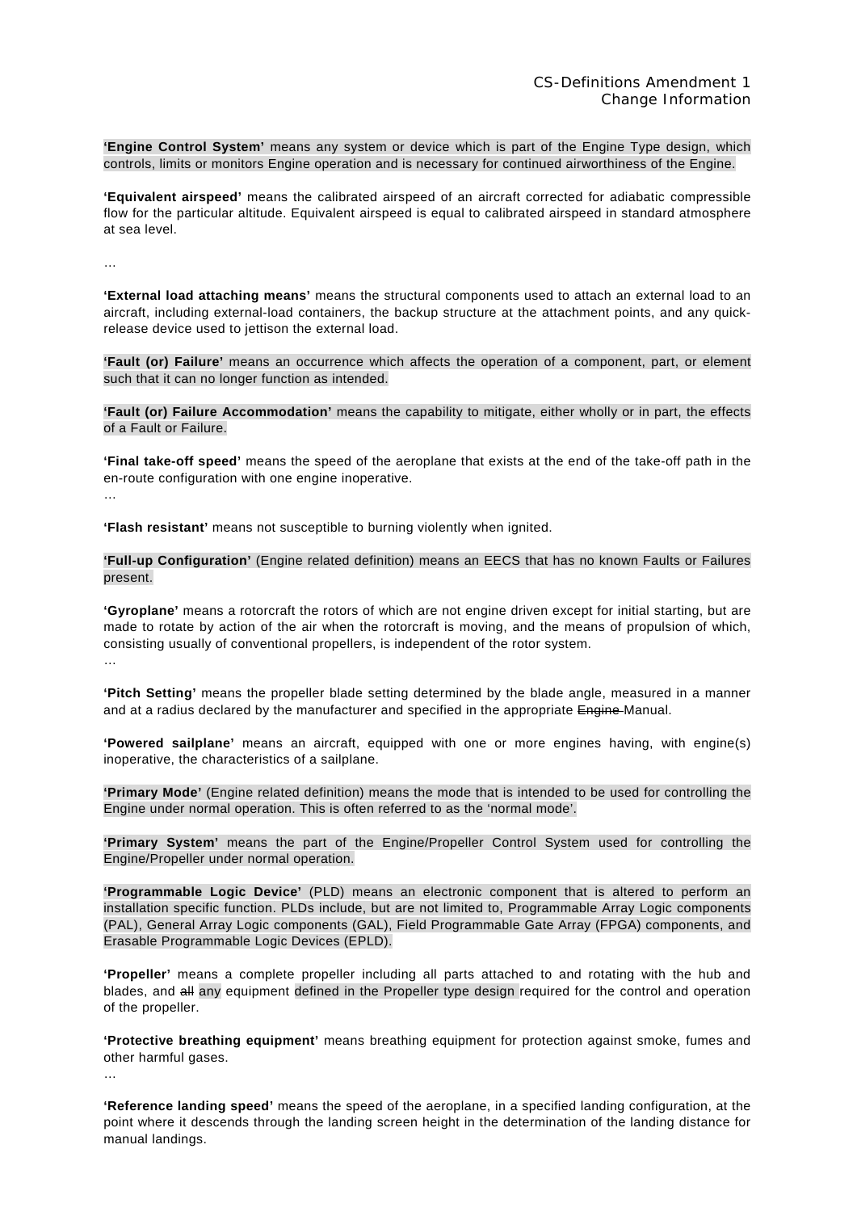**'Engine Control System'** means any system or device which is part of the Engine Type design, which controls, limits or monitors Engine operation and is necessary for continued airworthiness of the Engine.

**'Equivalent airspeed'** means the calibrated airspeed of an aircraft corrected for adiabatic compressible flow for the particular altitude. Equivalent airspeed is equal to calibrated airspeed in standard atmosphere at sea level.

…

**'External load attaching means'** means the structural components used to attach an external load to an aircraft, including external-load containers, the backup structure at the attachment points, and any quick-release device used to jettison the external load.

**'Fault (or) Failure'** means an occurrence which affects the operation of a component, part, or element such that it can no longer function as intended.

**'Fault (or) Failure Accommodation'** means the capability to mitigate, either wholly or in part, the effects of a Fault or Failure.

**'Final take-off speed'** means the speed of the aeroplane that exists at the end of the take-off path in the en-route configuration with one engine inoperative.

…

**'Flash resistant'** means not susceptible to burning violently when ignited.

**'Full-up Configuration'** (Engine related definition) means an EECS that has no known Faults or Failures present.

**'Gyroplane'** means a rotorcraft the rotors of which are not engine driven except for initial starting, but are made to rotate by action of the air when the rotorcraft is moving, and the means of propulsion of which, consisting usually of conventional propellers, is independent of the rotor system.

…

**'Pitch Setting'** means the propeller blade setting determined by the blade angle, measured in a manner and at a radius declared by the manufacturer and specified in the appropriate ~~Engine~~ Manual.

**'Powered sailplane'** means an aircraft, equipped with one or more engines having, with engine(s) inoperative, the characteristics of a sailplane.

**'Primary Mode'** (Engine related definition) means the mode that is intended to be used for controlling the Engine under normal operation. This is often referred to as the 'normal mode'.

**'Primary System'** means the part of the Engine/Propeller Control System used for controlling the Engine/Propeller under normal operation.

**'Programmable Logic Device'** (PLD) means an electronic component that is altered to perform an installation specific function. PLDs include, but are not limited to, Programmable Array Logic components (PAL), General Array Logic components (GAL), Field Programmable Gate Array (FPGA) components, and Erasable Programmable Logic Devices (EPLD).

**'Propeller'** means a complete propeller including all parts attached to and rotating with the hub and blades, and ~~all~~ any equipment defined in the Propeller type design required for the control and operation of the propeller.

**'Protective breathing equipment'** means breathing equipment for protection against smoke, fumes and other harmful gases.

…

**'Reference landing speed'** means the speed of the aeroplane, in a specified landing configuration, at the point where it descends through the landing screen height in the determination of the landing distance for manual landings.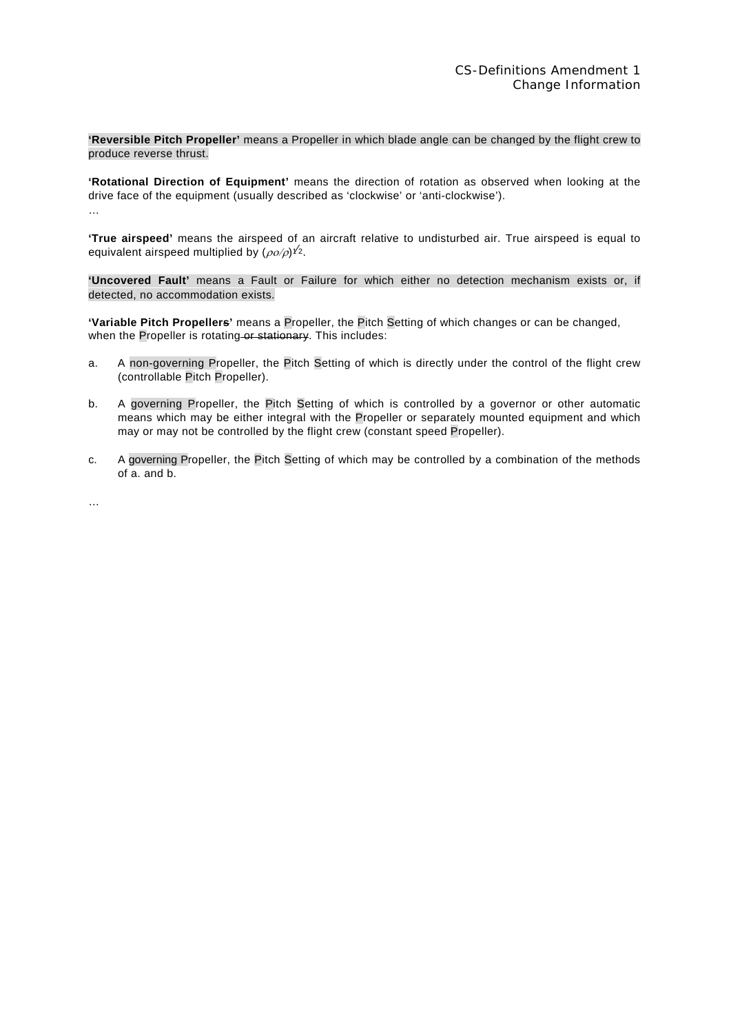**'Reversible Pitch Propeller'** means a Propeller in which blade angle can be changed by the flight crew to produce reverse thrust.

**'Rotational Direction of Equipment'** means the direction of rotation as observed when looking at the drive face of the equipment (usually described as 'clockwise' or 'anti-clockwise').

…

**'True airspeed'** means the airspeed of an aircraft relative to undisturbed air. True airspeed is equal to equivalent airspeed multiplied by $(\rho_0/\rho)^{1/2}$.

**'Uncovered Fault'** means a Fault or Failure for which either no detection mechanism exists or, if detected, no accommodation exists.

**'Variable Pitch Propellers'** means a Propeller, the Pitch Setting of which changes or can be changed, when the Propeller is rotating ~~or stationary~~. This includes:

a. A non-governing Propeller, the Pitch Setting of which is directly under the control of the flight crew (controllable Pitch Propeller).

b. A governing Propeller, the Pitch Setting of which is controlled by a governor or other automatic means which may be either integral with the Propeller or separately mounted equipment and which may or may not be controlled by the flight crew (constant speed Propeller).

c. A governing Propeller, the Pitch Setting of which may be controlled by a combination of the methods of a. and b.

…